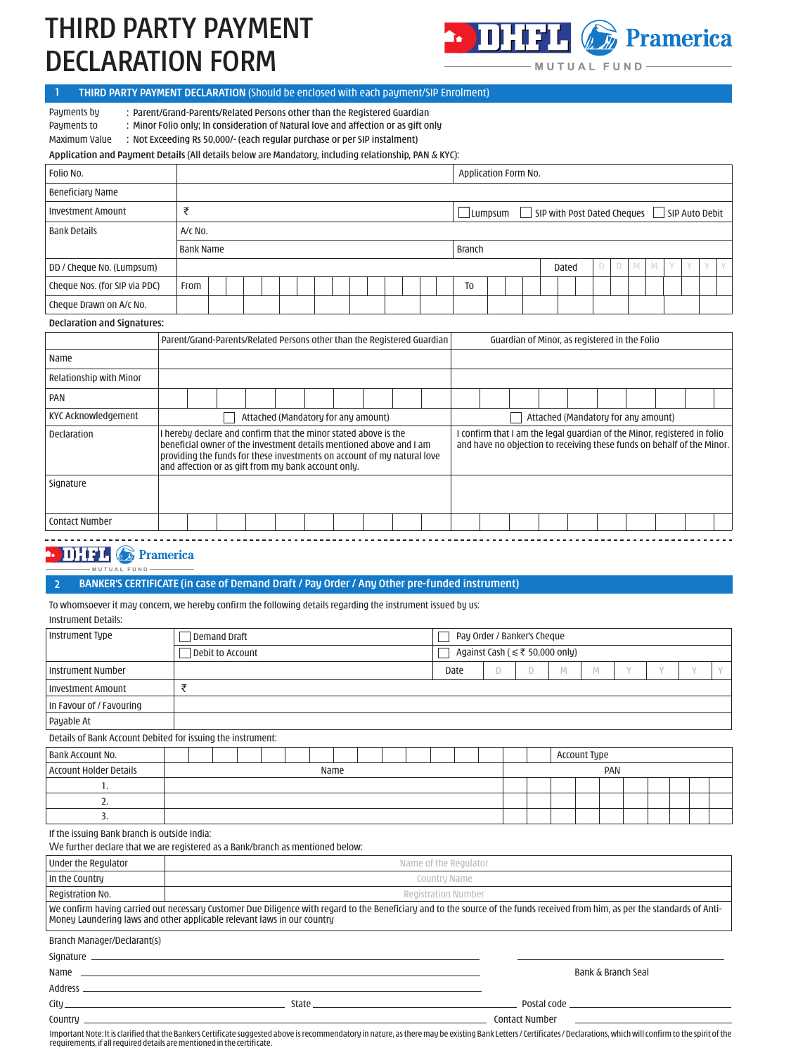# THIRD PARTY PAYMENT DECLARATION FORM

DHFL Pramerica MUTUAL FUND

## 1 THIRD PARTY PAYMENT DECLARATION (Should be enclosed with each payment/SIP Enrolment)

Payments by : Parent/Grand-Parents/Related Persons other than the Registered Guardian
Payments to : Minor Folio only; In consideration of Natural love and affection or as gift only
Maximum Value : Not Exceeding Rs 50,000/- (each regular purchase or per SIP instalment)

**Application and Payment Details** (All details below are Mandatory, including relationship, PAN & KYC):

| | | | |
|---|---|---|---|
| Folio No. | | Application Form No. | |
| Beneficiary Name | | | |
| Investment Amount | ₹ | ☐ Lumpsum ☐ SIP with Post Dated Cheques ☐ SIP Auto Debit | |
| Bank Details | A/c No. | | |
| | Bank Name | Branch | |
| DD / Cheque No. (Lumpsum) | | Dated | D D M M Y Y Y Y |
| Cheque Nos. (for SIP via PDC) | From | To | |
| Cheque Drawn on A/c No. | | | |

**Declaration and Signatures:**

| | Parent/Grand-Parents/Related Persons other than the Registered Guardian | Guardian of Minor, as registered in the Folio |
|---|---|---|
| Name | | |
| Relationship with Minor | | |
| PAN | | |
| KYC Acknowledgement | ☐ Attached (Mandatory for any amount) | ☐ Attached (Mandatory for any amount) |
| Declaration | I hereby declare and confirm that the minor stated above is the beneficial owner of the investment details mentioned above and I am providing the funds for these investments on account of my natural love and affection or as gift from my bank account only. | I confirm that I am the legal guardian of the Minor, registered in folio and have no objection to receiving these funds on behalf of the Minor. |
| Signature | | |
| Contact Number | | |

---

DHFL Pramerica MUTUAL FUND

## 2 BANKER'S CERTIFICATE (in case of Demand Draft / Pay Order / Any Other pre-funded instrument)

To whomsoever it may concern, we hereby confirm the following details regarding the instrument issued by us:

Instrument Details:

| | | |
|---|---|---|
| Instrument Type | ☐ Demand Draft | ☐ Pay Order / Banker's Cheque |
| | ☐ Debit to Account | ☐ Against Cash (≤ ₹ 50,000 only) |
| Instrument Number | | Date D D M M Y Y Y Y |
| Investment Amount | ₹ | |
| In Favour of / Favouring | | |
| Payable At | | |

Details of Bank Account Debited for issuing the instrument:

| | | |
|---|---|---|
| Bank Account No. | | Account Type |
| Account Holder Details | Name | PAN |
| 1. | | |
| 2. | | |
| 3. | | |

If the issuing Bank branch is outside India:
We further declare that we are registered as a Bank/branch as mentioned below:

| | |
|---|---|
| Under the Regulator | Name of the Regulator |
| In the Country | Country Name |
| Registration No. | Registration Number |

We confirm having carried out necessary Customer Due Diligence with regard to the Beneficiary and to the source of the funds received from him, as per the standards of Anti-Money Laundering laws and other applicable relevant laws in our country

Branch Manager/Declarant(s)

Signature ____________________

Name ____________________ Bank & Branch Seal

Address ____________________

City ____________________ State ____________________ Postal code ____________________

Country ____________________ Contact Number ____________________

Important Note: It is clarified that the Bankers Certificate suggested above is recommendatory in nature, as there may be existing Bank Letters / Certificates / Declarations, which will confirm to the spirit of the requirements, if all required details are mentioned in the certificate.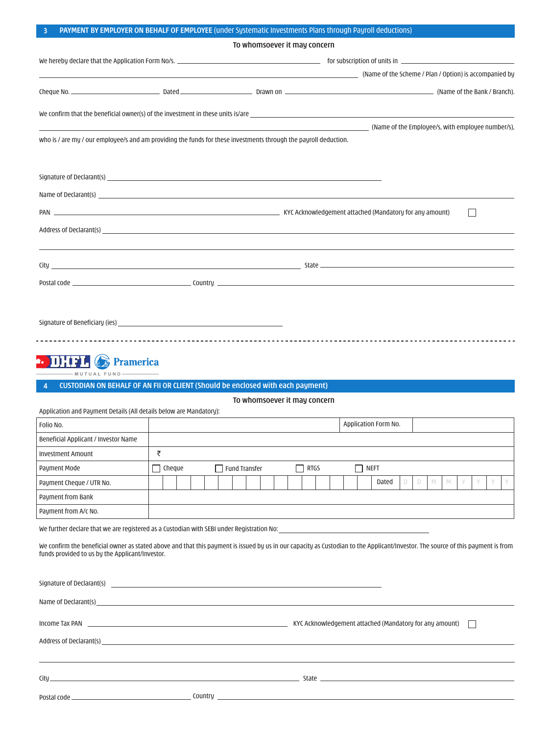## 3 PAYMENT BY EMPLOYER ON BEHALF OF EMPLOYEE (under Systematic Investments Plans through Payroll deductions)

**To whomsoever it may concern**

We hereby declare that the Application Form No/s. ______________________ for subscription of units in ______________________

______________________ (Name of the Scheme / Plan / Option) is accompanied by

Cheque No. ______________ Dated ______________ Drawn on ______________________ (Name of the Bank / Branch).

We confirm that the beneficial owner(s) of the investment in these units is/are ______________________

______________________ (Name of the Employee/s, with employee number/s),

who is / are my / our employee/s and am providing the funds for these investments through the payroll deduction.

Signature of Declarant(s) ______________________

Name of Declarant(s) ______________________

PAN ______________________ KYC Acknowledgement attached (Mandatory for any amount) ☐

Address of Declarant(s) ______________________

______________________

City ______________________ State ______________________

Postal code ______________________ Country ______________________

Signature of Beneficiary (ies) ______________________

---

DHFL Pramerica MUTUAL FUND

## 4 CUSTODIAN ON BEHALF OF AN FII OR CLIENT (Should be enclosed with each payment)

**To whomsoever it may concern**

Application and Payment Details (All details below are Mandatory):

| | | | |
|---|---|---|---|
| Folio No. | | Application Form No. | |
| Beneficial Applicant / Investor Name | | | |
| Investment Amount | ₹ | | |
| Payment Mode | ☐ Cheque ☐ Fund Transfer ☐ RTGS ☐ NEFT | | |
| Payment Cheque / UTR No. | | Dated | D D M M Y Y Y Y |
| Payment from Bank | | | |
| Payment from A/c No. | | | |

We further declare that we are registered as a Custodian with SEBI under Registration No: ______________________

We confirm the beneficial owner as stated above and that this payment is issued by us in our capacity as Custodian to the Applicant/Investor. The source of this payment is from funds provided to us by the Applicant/Investor.

Signature of Declarant(s) ______________________

Name of Declarant(s) ______________________

Income Tax PAN ______________________ KYC Acknowledgement attached (Mandatory for any amount) ☐

Address of Declarant(s) ______________________

______________________

City ______________________ State ______________________

Postal code ______________________ Country ______________________